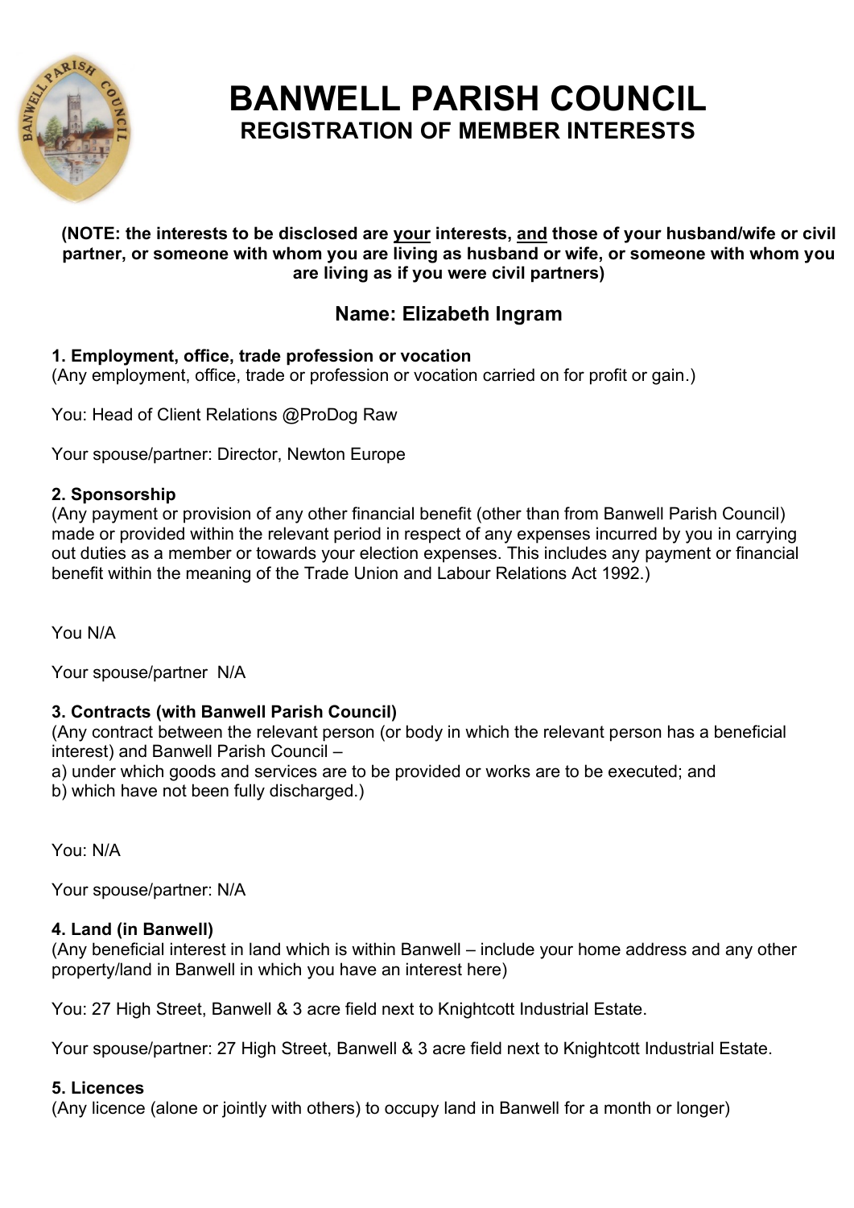# BANWELL PARISH COUNCIL
## REGISTRATION OF MEMBER INTERESTS

**(NOTE: the interests to be disclosed are <u>your</u> interests, <u>and</u> those of your husband/wife or civil partner, or someone with whom you are living as husband or wife, or someone with whom you are living as if you were civil partners)**

## Name: Elizabeth Ingram

### 1. Employment, office, trade profession or vocation

(Any employment, office, trade or profession or vocation carried on for profit or gain.)

You: Head of Client Relations @ProDog Raw

Your spouse/partner: Director, Newton Europe

### 2. Sponsorship

(Any payment or provision of any other financial benefit (other than from Banwell Parish Council) made or provided within the relevant period in respect of any expenses incurred by you in carrying out duties as a member or towards your election expenses. This includes any payment or financial benefit within the meaning of the Trade Union and Labour Relations Act 1992.)

You N/A

Your spouse/partner N/A

### 3. Contracts (with Banwell Parish Council)

(Any contract between the relevant person (or body in which the relevant person has a beneficial interest) and Banwell Parish Council –
a) under which goods and services are to be provided or works are to be executed; and
b) which have not been fully discharged.)

You: N/A

Your spouse/partner: N/A

### 4. Land (in Banwell)

(Any beneficial interest in land which is within Banwell – include your home address and any other property/land in Banwell in which you have an interest here)

You: 27 High Street, Banwell & 3 acre field next to Knightcott Industrial Estate.

Your spouse/partner: 27 High Street, Banwell & 3 acre field next to Knightcott Industrial Estate.

### 5. Licences

(Any licence (alone or jointly with others) to occupy land in Banwell for a month or longer)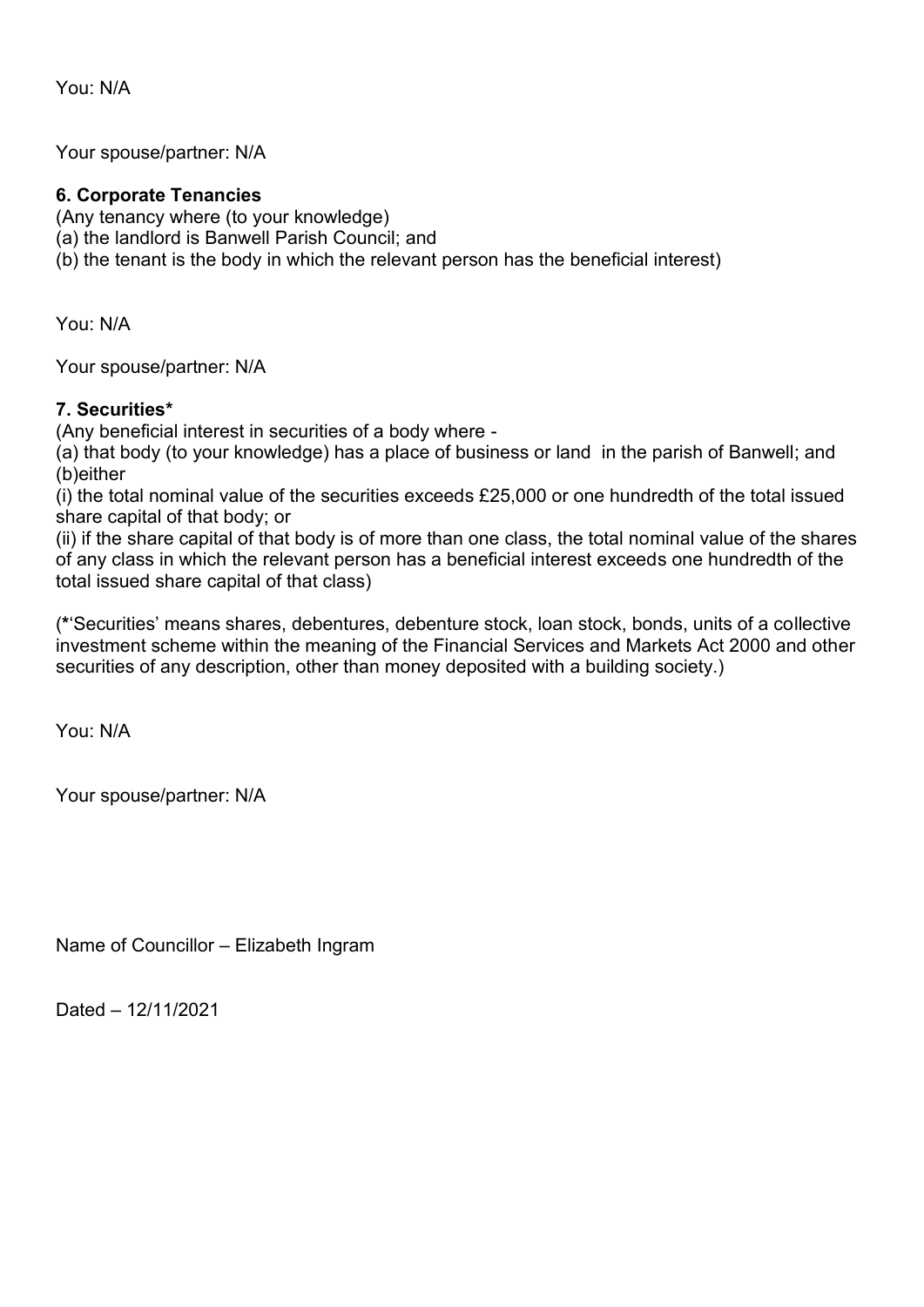You: N/A

Your spouse/partner: N/A

**6. Corporate Tenancies**

(Any tenancy where (to your knowledge)
(a) the landlord is Banwell Parish Council; and
(b) the tenant is the body in which the relevant person has the beneficial interest)

You: N/A

Your spouse/partner: N/A

**7. Securities***

(Any beneficial interest in securities of a body where -
(a) that body (to your knowledge) has a place of business or land in the parish of Banwell; and
(b)either
(i) the total nominal value of the securities exceeds £25,000 or one hundredth of the total issued share capital of that body; or
(ii) if the share capital of that body is of more than one class, the total nominal value of the shares of any class in which the relevant person has a beneficial interest exceeds one hundredth of the total issued share capital of that class)

(*'Securities' means shares, debentures, debenture stock, loan stock, bonds, units of a collective investment scheme within the meaning of the Financial Services and Markets Act 2000 and other securities of any description, other than money deposited with a building society.)

You: N/A

Your spouse/partner: N/A

Name of Councillor – Elizabeth Ingram

Dated – 12/11/2021